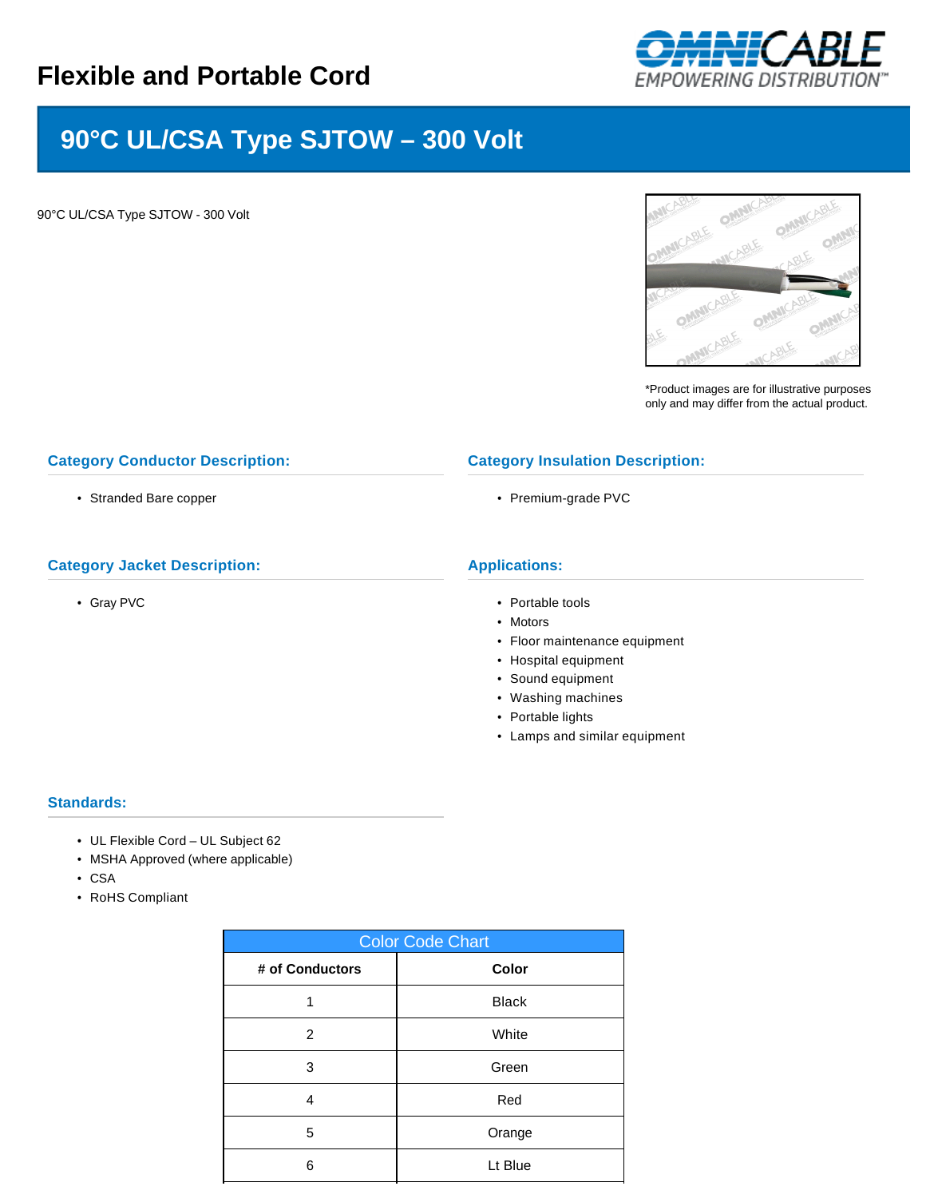# Flexible and Portable Cord

## 90°C UL/CSA Type SJTOW – 300 Volt

90°C UL/CSA Type SJTOW - 300 Volt

*Product images are for illustrative purposes only and may differ from the actual product.

### Category Conductor Description:

- Stranded Bare copper

### Category Insulation Description:

- Premium-grade PVC

### Category Jacket Description:

- Gray PVC

### Applications:

- Portable tools
- Motors
- Floor maintenance equipment
- Hospital equipment
- Sound equipment
- Washing machines
- Portable lights
- Lamps and similar equipment

### Standards:

- UL Flexible Cord – UL Subject 62
- MSHA Approved (where applicable)
- CSA
- RoHS Compliant

| Color Code Chart | |
|---|---|
| **# of Conductors** | **Color** |
| 1 | Black |
| 2 | White |
| 3 | Green |
| 4 | Red |
| 5 | Orange |
| 6 | Lt Blue |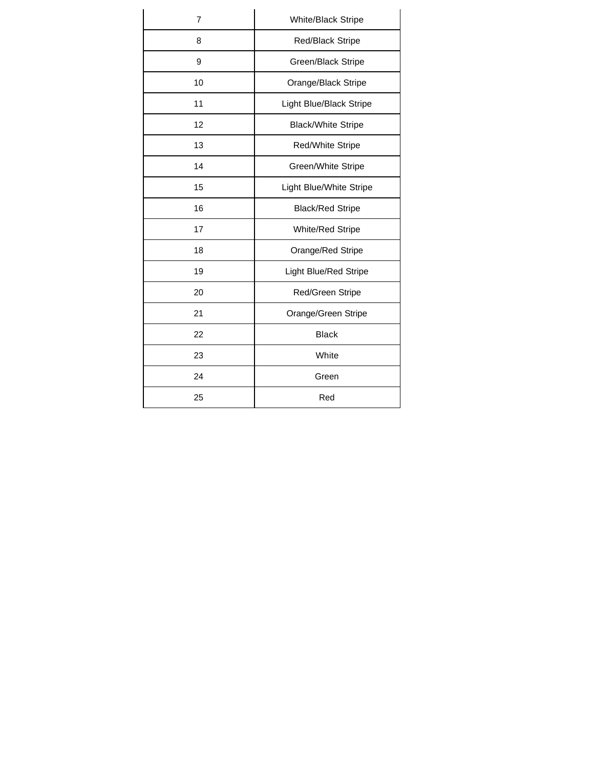| | |
|---|---|
| 7 | White/Black Stripe |
| 8 | Red/Black Stripe |
| 9 | Green/Black Stripe |
| 10 | Orange/Black Stripe |
| 11 | Light Blue/Black Stripe |
| 12 | Black/White Stripe |
| 13 | Red/White Stripe |
| 14 | Green/White Stripe |
| 15 | Light Blue/White Stripe |
| 16 | Black/Red Stripe |
| 17 | White/Red Stripe |
| 18 | Orange/Red Stripe |
| 19 | Light Blue/Red Stripe |
| 20 | Red/Green Stripe |
| 21 | Orange/Green Stripe |
| 22 | Black |
| 23 | White |
| 24 | Green |
| 25 | Red |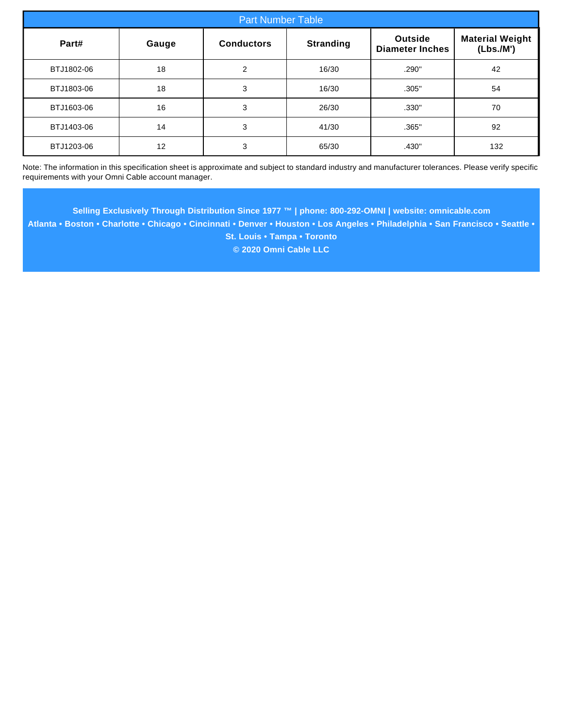## Part Number Table

| Part# | Gauge | Conductors | Stranding | Outside Diameter Inches | Material Weight (Lbs./M') |
|---|---|---|---|---|---|
| BTJ1802-06 | 18 | 2 | 16/30 | .290" | 42 |
| BTJ1803-06 | 18 | 3 | 16/30 | .305" | 54 |
| BTJ1603-06 | 16 | 3 | 26/30 | .330" | 70 |
| BTJ1403-06 | 14 | 3 | 41/30 | .365" | 92 |
| BTJ1203-06 | 12 | 3 | 65/30 | .430" | 132 |

Note: The information in this specification sheet is approximate and subject to standard industry and manufacturer tolerances. Please verify specific requirements with your Omni Cable account manager.

**Selling Exclusively Through Distribution Since 1977 ™ | phone: 800-292-OMNI | website: omnicable.com**

**Atlanta • Boston • Charlotte • Chicago • Cincinnati • Denver • Houston • Los Angeles • Philadelphia • San Francisco • Seattle • St. Louis • Tampa • Toronto**

**© 2020 Omni Cable LLC**